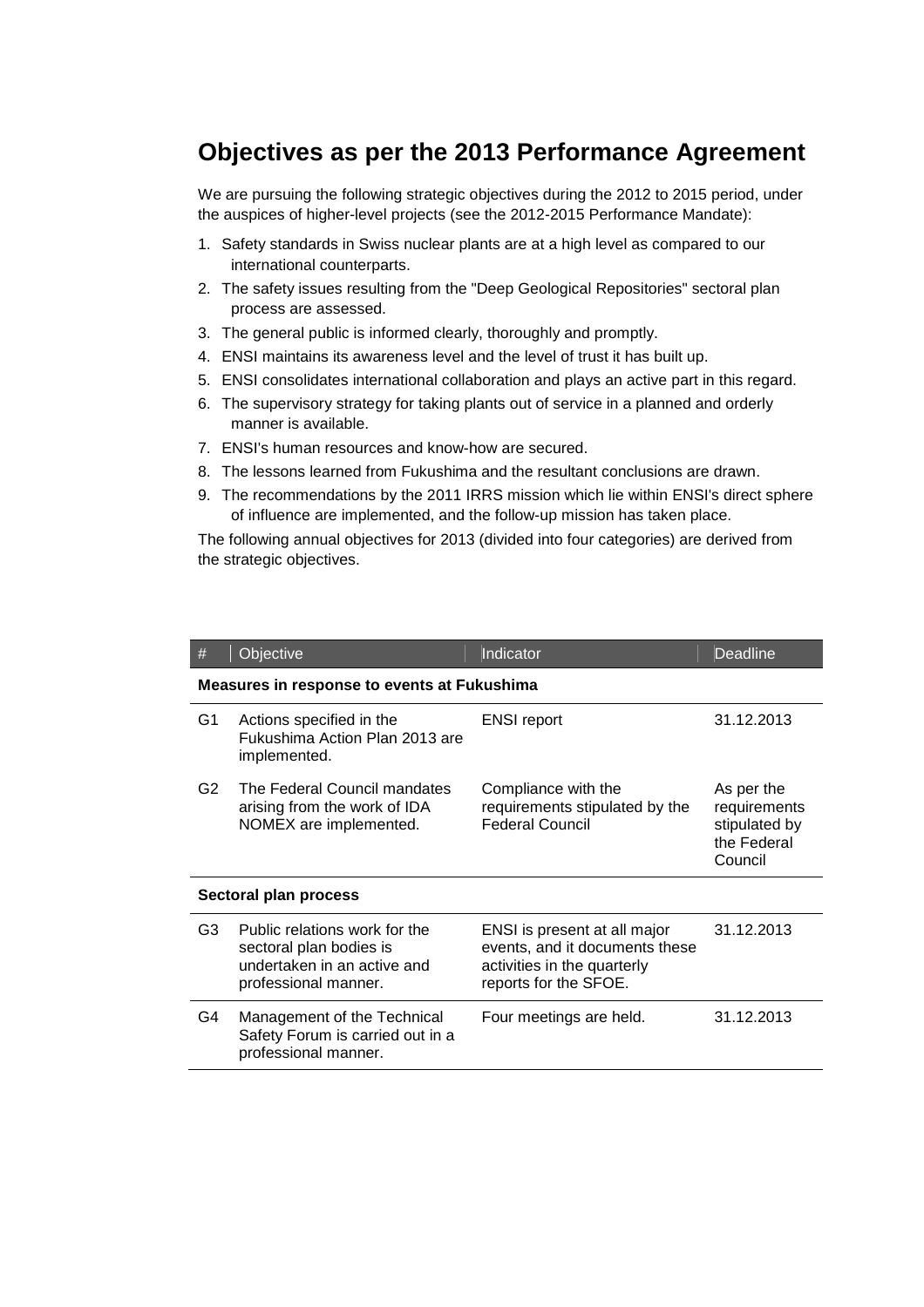## Objectives as per the 2013 Performance Agreement

We are pursuing the following strategic objectives during the 2012 to 2015 period, under the auspices of higher-level projects (see the 2012-2015 Performance Mandate):

1. Safety standards in Swiss nuclear plants are at a high level as compared to our international counterparts.
2. The safety issues resulting from the "Deep Geological Repositories" sectoral plan process are assessed.
3. The general public is informed clearly, thoroughly and promptly.
4. ENSI maintains its awareness level and the level of trust it has built up.
5. ENSI consolidates international collaboration and plays an active part in this regard.
6. The supervisory strategy for taking plants out of service in a planned and orderly manner is available.
7. ENSI's human resources and know-how are secured.
8. The lessons learned from Fukushima and the resultant conclusions are drawn.
9. The recommendations by the 2011 IRRS mission which lie within ENSI's direct sphere of influence are implemented, and the follow-up mission has taken place.

The following annual objectives for 2013 (divided into four categories) are derived from the strategic objectives.

| # | Objective | Indicator | Deadline |
|---|---|---|---|
| **Measures in response to events at Fukushima** | | | |
| G1 | Actions specified in the Fukushima Action Plan 2013 are implemented. | ENSI report | 31.12.2013 |
| G2 | The Federal Council mandates arising from the work of IDA NOMEX are implemented. | Compliance with the requirements stipulated by the Federal Council | As per the requirements stipulated by the Federal Council |
| **Sectoral plan process** | | | |
| G3 | Public relations work for the sectoral plan bodies is undertaken in an active and professional manner. | ENSI is present at all major events, and it documents these activities in the quarterly reports for the SFOE. | 31.12.2013 |
| G4 | Management of the Technical Safety Forum is carried out in a professional manner. | Four meetings are held. | 31.12.2013 |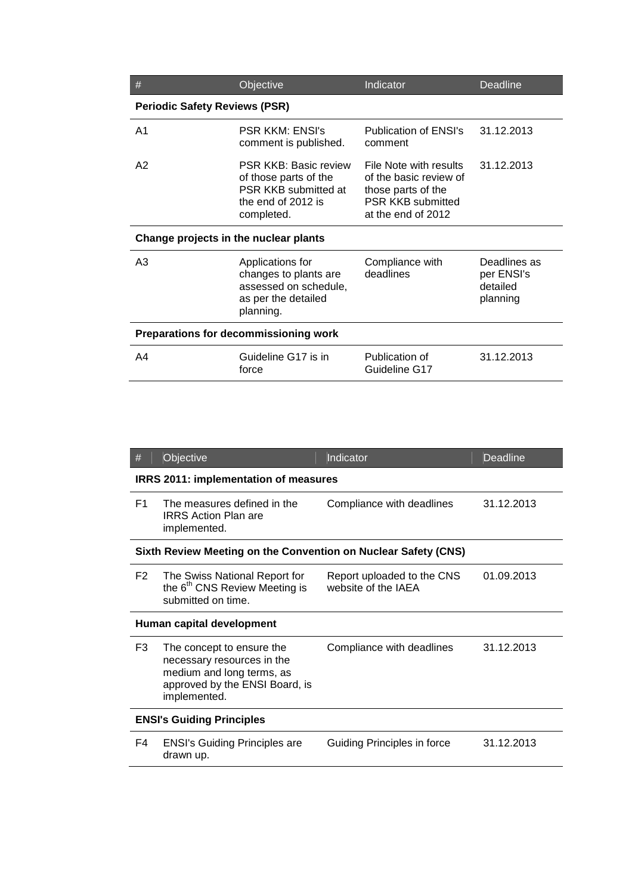| # | Objective | Indicator | Deadline |
| --- | --- | --- | --- |
| **Periodic Safety Reviews (PSR)** | | | |
| A1 | PSR KKM: ENSI's comment is published. | Publication of ENSI's comment | 31.12.2013 |
| A2 | PSR KKB: Basic review of those parts of the PSR KKB submitted at the end of 2012 is completed. | File Note with results of the basic review of those parts of the PSR KKB submitted at the end of 2012 | 31.12.2013 |
| **Change projects in the nuclear plants** | | | |
| A3 | Applications for changes to plants are assessed on schedule, as per the detailed planning. | Compliance with deadlines | Deadlines as per ENSI's detailed planning |
| **Preparations for decommissioning work** | | | |
| A4 | Guideline G17 is in force | Publication of Guideline G17 | 31.12.2013 |

| # | Objective | Indicator | Deadline |
| --- | --- | --- | --- |
| **IRRS 2011: implementation of measures** | | | |
| F1 | The measures defined in the IRRS Action Plan are implemented. | Compliance with deadlines | 31.12.2013 |
| **Sixth Review Meeting on the Convention on Nuclear Safety (CNS)** | | | |
| F2 | The Swiss National Report for the 6th CNS Review Meeting is submitted on time. | Report uploaded to the CNS website of the IAEA | 01.09.2013 |
| **Human capital development** | | | |
| F3 | The concept to ensure the necessary resources in the medium and long terms, as approved by the ENSI Board, is implemented. | Compliance with deadlines | 31.12.2013 |
| **ENSI's Guiding Principles** | | | |
| F4 | ENSI's Guiding Principles are drawn up. | Guiding Principles in force | 31.12.2013 |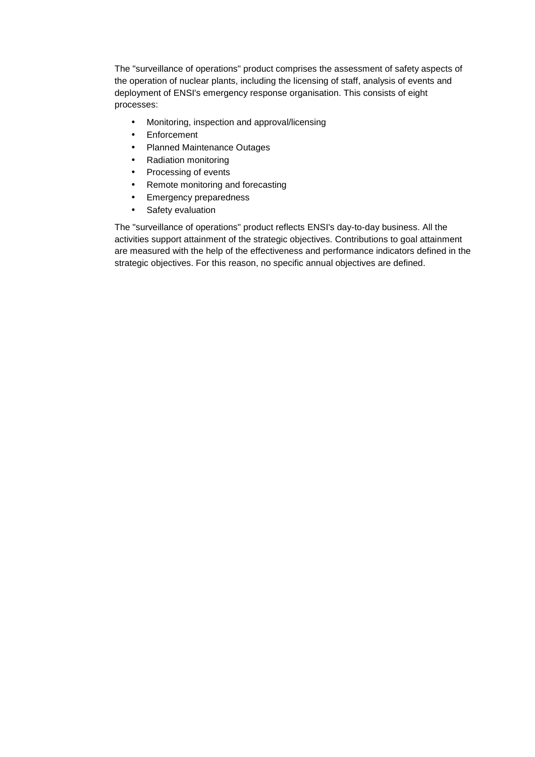The "surveillance of operations" product comprises the assessment of safety aspects of the operation of nuclear plants, including the licensing of staff, analysis of events and deployment of ENSI's emergency response organisation. This consists of eight processes:

- Monitoring, inspection and approval/licensing
- Enforcement
- Planned Maintenance Outages
- Radiation monitoring
- Processing of events
- Remote monitoring and forecasting
- Emergency preparedness
- Safety evaluation

The "surveillance of operations" product reflects ENSI's day-to-day business. All the activities support attainment of the strategic objectives. Contributions to goal attainment are measured with the help of the effectiveness and performance indicators defined in the strategic objectives. For this reason, no specific annual objectives are defined.